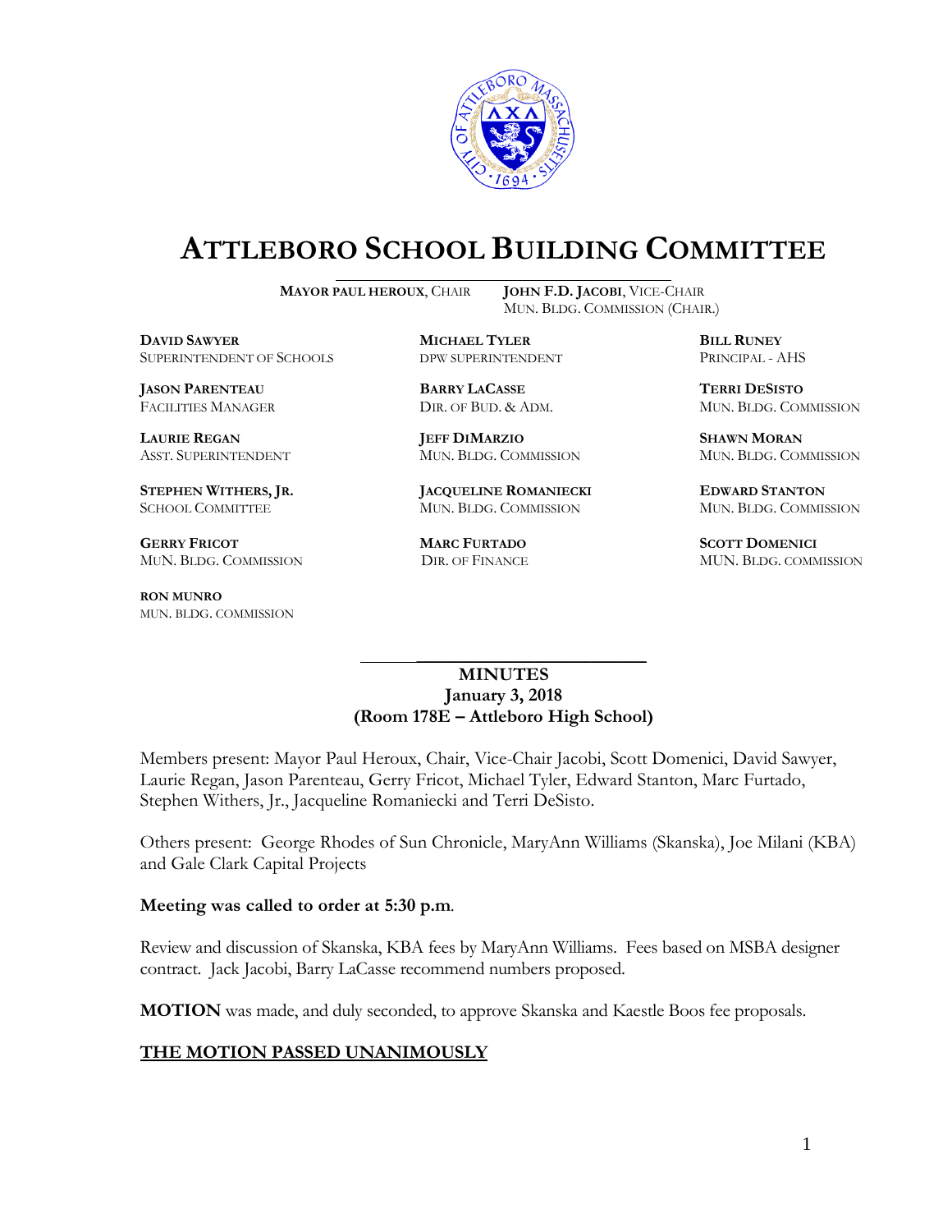# ATTLEBORO SCHOOL BUILDING COMMITTEE

**MAYOR PAUL HEROUX**, CHAIR — **JOHN F.D. JACOBI**, VICE-CHAIR, MUN. BLDG. COMMISSION (CHAIR.)

**DAVID SAWYER**
SUPERINTENDENT OF SCHOOLS

**MICHAEL TYLER**
DPW SUPERINTENDENT

**BILL RUNEY**
PRINCIPAL - AHS

**JASON PARENTEAU**
FACILITIES MANAGER

**BARRY LACASSE**
DIR. OF BUD. & ADM.

**TERRI DESISTO**
MUN. BLDG. COMMISSION

**LAURIE REGAN**
ASST. SUPERINTENDENT

**JEFF DIMARZIO**
MUN. BLDG. COMMISSION

**SHAWN MORAN**
MUN. BLDG. COMMISSION

**STEPHEN WITHERS, JR.**
SCHOOL COMMITTEE

**JACQUELINE ROMANIECKI**
MUN. BLDG. COMMISSION

**EDWARD STANTON**
MUN. BLDG. COMMISSION

**GERRY FRICOT**
MUN. BLDG. COMMISSION

**MARC FURTADO**
DIR. OF FINANCE

**SCOTT DOMENICI**
MUN. BLDG. COMMISSION

**RON MUNRO**
MUN. BLDG. COMMISSION

## MINUTES
**January 3, 2018**
**(Room 178E – Attleboro High School)**

Members present: Mayor Paul Heroux, Chair, Vice-Chair Jacobi, Scott Domenici, David Sawyer, Laurie Regan, Jason Parenteau, Gerry Fricot, Michael Tyler, Edward Stanton, Marc Furtado, Stephen Withers, Jr., Jacqueline Romaniecki and Terri DeSisto.

Others present: George Rhodes of Sun Chronicle, MaryAnn Williams (Skanska), Joe Milani (KBA) and Gale Clark Capital Projects

**Meeting was called to order at 5:30 p.m.**

Review and discussion of Skanska, KBA fees by MaryAnn Williams. Fees based on MSBA designer contract. Jack Jacobi, Barry LaCasse recommend numbers proposed.

**MOTION** was made, and duly seconded, to approve Skanska and Kaestle Boos fee proposals.

**THE MOTION PASSED UNANIMOUSLY**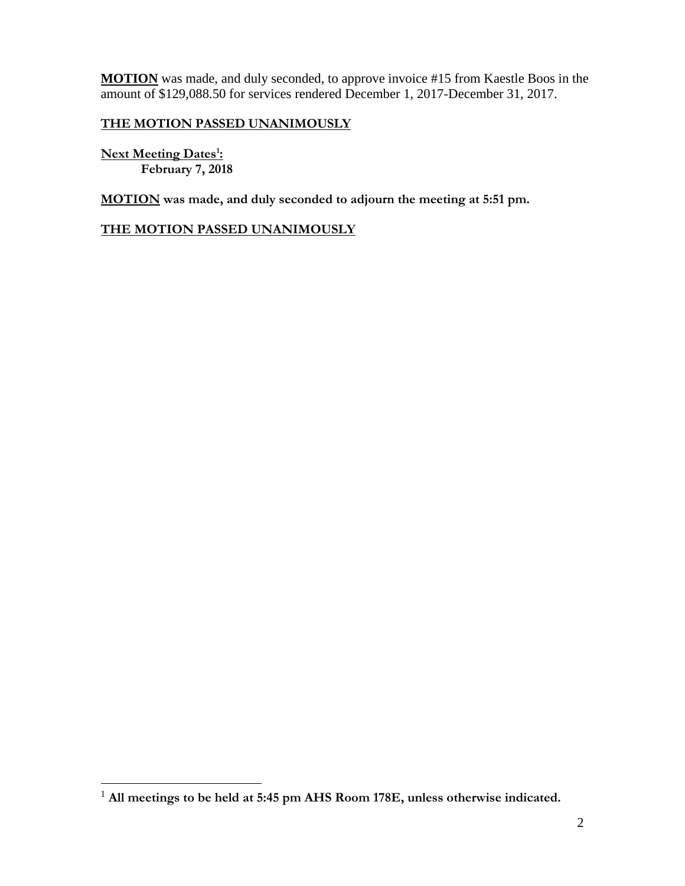**MOTION** was made, and duly seconded, to approve invoice #15 from Kaestle Boos in the amount of $129,088.50 for services rendered December 1, 2017-December 31, 2017.

**THE MOTION PASSED UNANIMOUSLY**

**Next Meeting Dates[1]:**
**February 7, 2018**

**MOTION was made, and duly seconded to adjourn the meeting at 5:51 pm.**

**THE MOTION PASSED UNANIMOUSLY**

[1] **All meetings to be held at 5:45 pm AHS Room 178E, unless otherwise indicated.**